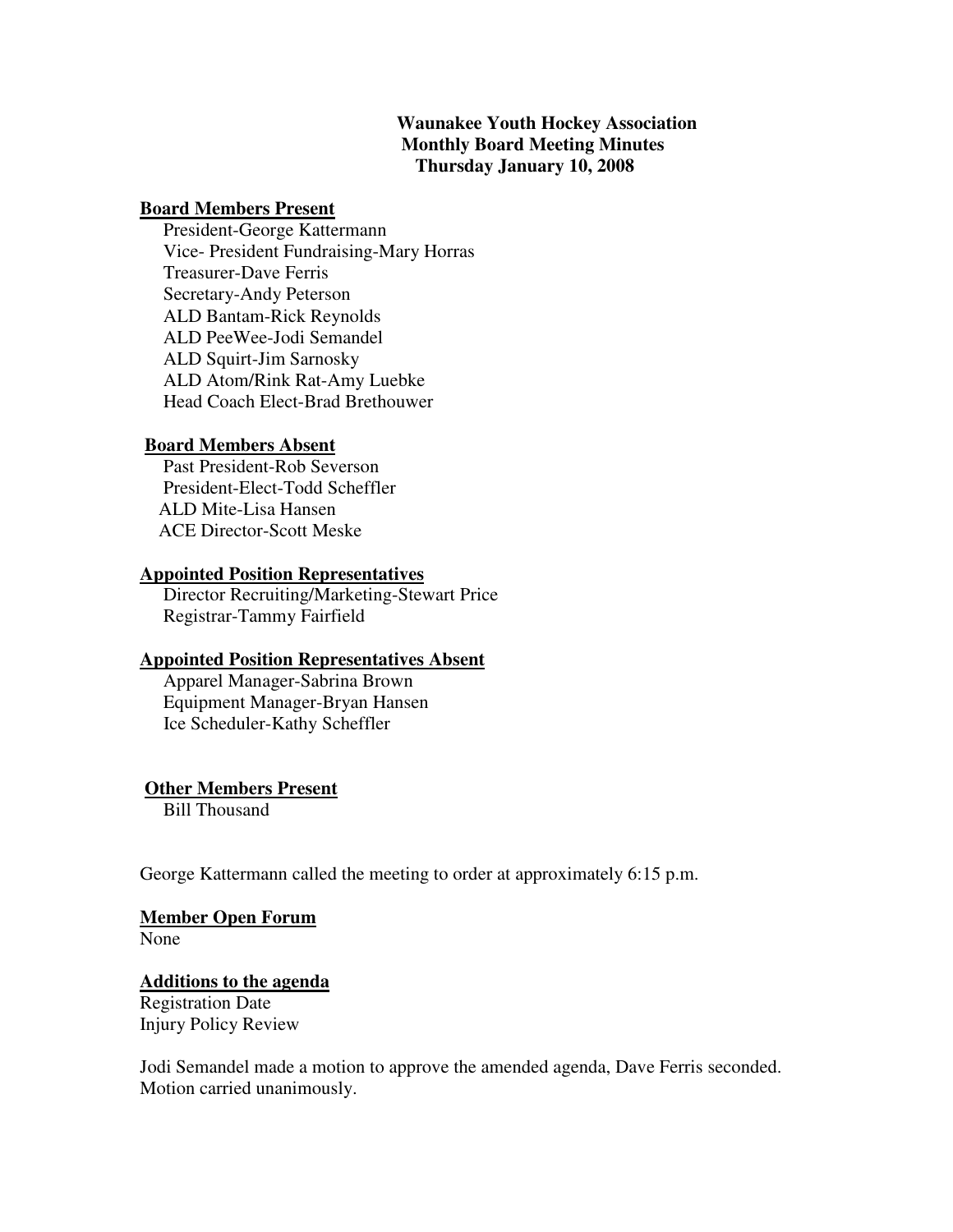# Waunakee Youth Hockey Association
## Monthly Board Meeting Minutes
### Thursday January 10, 2008

**Board Members Present**

President-George Kattermann
Vice- President Fundraising-Mary Horras
Treasurer-Dave Ferris
Secretary-Andy Peterson
ALD Bantam-Rick Reynolds
ALD PeeWee-Jodi Semandel
ALD Squirt-Jim Sarnosky
ALD Atom/Rink Rat-Amy Luebke
Head Coach Elect-Brad Brethouwer

**Board Members Absent**

Past President-Rob Severson
President-Elect-Todd Scheffler
ALD Mite-Lisa Hansen
ACE Director-Scott Meske

**Appointed Position Representatives**

Director Recruiting/Marketing-Stewart Price
Registrar-Tammy Fairfield

**Appointed Position Representatives Absent**

Apparel Manager-Sabrina Brown
Equipment Manager-Bryan Hansen
Ice Scheduler-Kathy Scheffler

**Other Members Present**

Bill Thousand

George Kattermann called the meeting to order at approximately 6:15 p.m.

**Member Open Forum**

None

**Additions to the agenda**

Registration Date
Injury Policy Review

Jodi Semandel made a motion to approve the amended agenda, Dave Ferris seconded. Motion carried unanimously.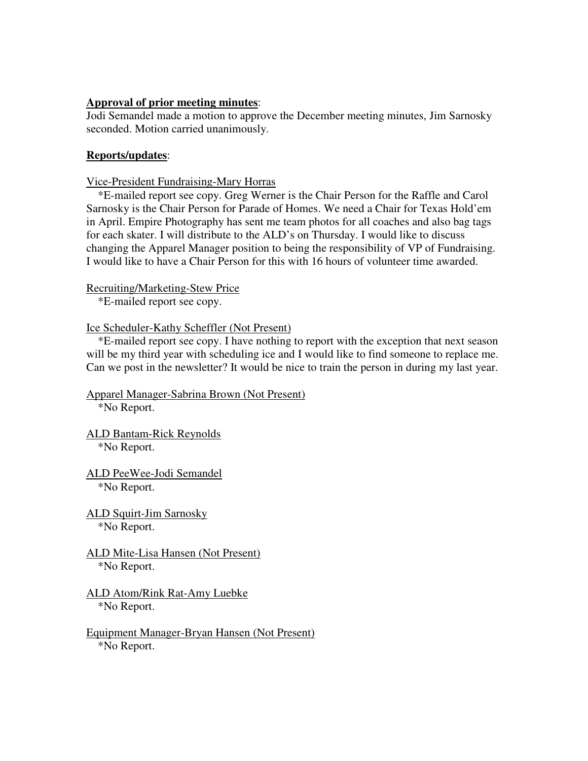**Approval of prior meeting minutes**:

Jodi Semandel made a motion to approve the December meeting minutes, Jim Sarnosky seconded. Motion carried unanimously.

**Reports/updates**:

Vice-President Fundraising-Mary Horras

*E-mailed report see copy. Greg Werner is the Chair Person for the Raffle and Carol Sarnosky is the Chair Person for Parade of Homes. We need a Chair for Texas Hold'em in April. Empire Photography has sent me team photos for all coaches and also bag tags for each skater. I will distribute to the ALD's on Thursday. I would like to discuss changing the Apparel Manager position to being the responsibility of VP of Fundraising. I would like to have a Chair Person for this with 16 hours of volunteer time awarded.

Recruiting/Marketing-Stew Price

*E-mailed report see copy.

Ice Scheduler-Kathy Scheffler (Not Present)

*E-mailed report see copy. I have nothing to report with the exception that next season will be my third year with scheduling ice and I would like to find someone to replace me. Can we post in the newsletter? It would be nice to train the person in during my last year.

Apparel Manager-Sabrina Brown (Not Present)

*No Report.

ALD Bantam-Rick Reynolds

*No Report.

ALD PeeWee-Jodi Semandel

*No Report.

ALD Squirt-Jim Sarnosky

*No Report.

ALD Mite-Lisa Hansen (Not Present)

*No Report.

ALD Atom/Rink Rat-Amy Luebke

*No Report.

Equipment Manager-Bryan Hansen (Not Present)

*No Report.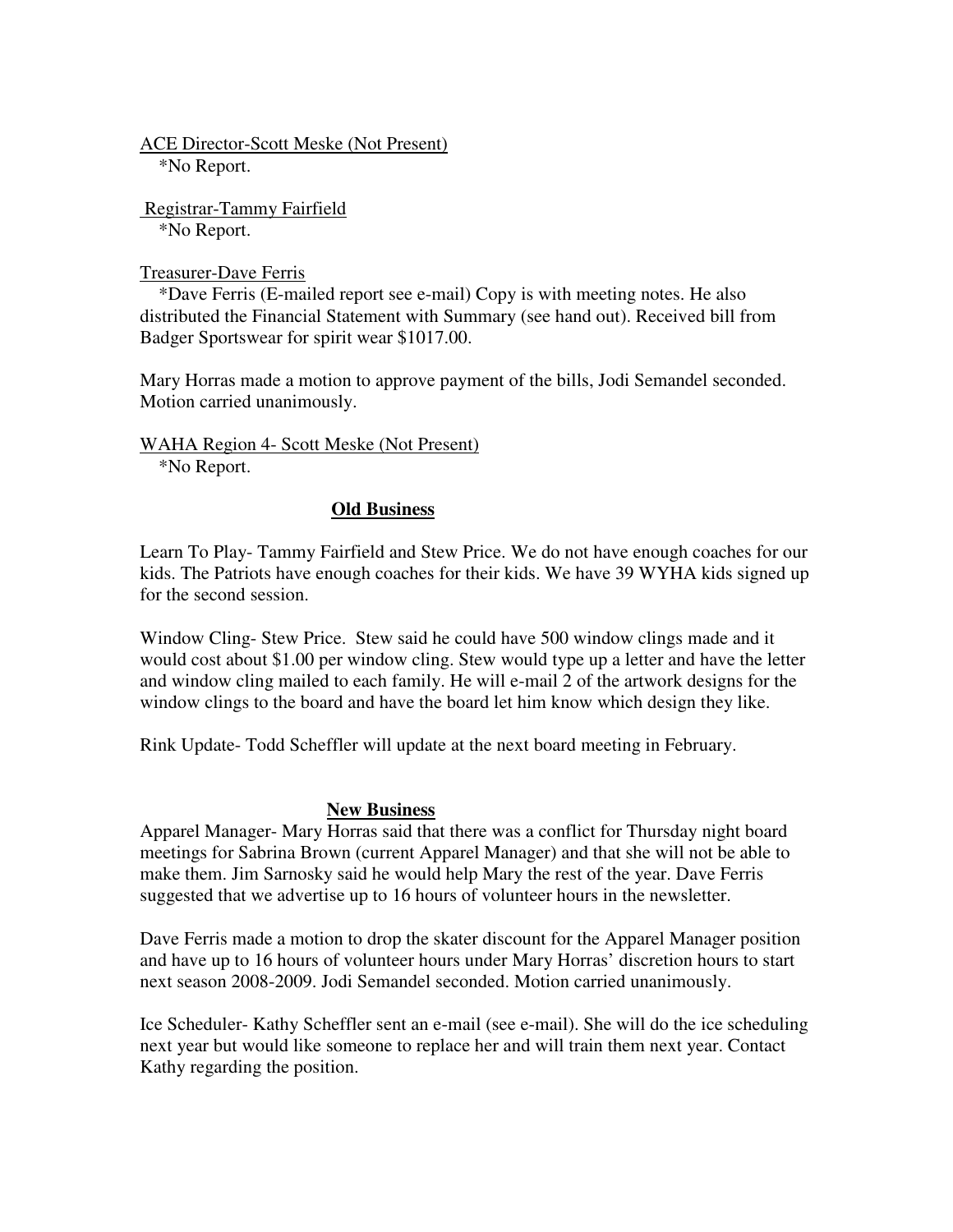ACE Director-Scott Meske (Not Present)

*No Report.

Registrar-Tammy Fairfield

*No Report.

Treasurer-Dave Ferris

*Dave Ferris (E-mailed report see e-mail) Copy is with meeting notes. He also distributed the Financial Statement with Summary (see hand out). Received bill from Badger Sportswear for spirit wear $1017.00.

Mary Horras made a motion to approve payment of the bills, Jodi Semandel seconded. Motion carried unanimously.

WAHA Region 4- Scott Meske (Not Present)

*No Report.

## Old Business

Learn To Play- Tammy Fairfield and Stew Price. We do not have enough coaches for our kids. The Patriots have enough coaches for their kids. We have 39 WYHA kids signed up for the second session.

Window Cling- Stew Price. Stew said he could have 500 window clings made and it would cost about $1.00 per window cling. Stew would type up a letter and have the letter and window cling mailed to each family. He will e-mail 2 of the artwork designs for the window clings to the board and have the board let him know which design they like.

Rink Update- Todd Scheffler will update at the next board meeting in February.

## New Business

Apparel Manager- Mary Horras said that there was a conflict for Thursday night board meetings for Sabrina Brown (current Apparel Manager) and that she will not be able to make them. Jim Sarnosky said he would help Mary the rest of the year. Dave Ferris suggested that we advertise up to 16 hours of volunteer hours in the newsletter.

Dave Ferris made a motion to drop the skater discount for the Apparel Manager position and have up to 16 hours of volunteer hours under Mary Horras' discretion hours to start next season 2008-2009. Jodi Semandel seconded. Motion carried unanimously.

Ice Scheduler- Kathy Scheffler sent an e-mail (see e-mail). She will do the ice scheduling next year but would like someone to replace her and will train them next year. Contact Kathy regarding the position.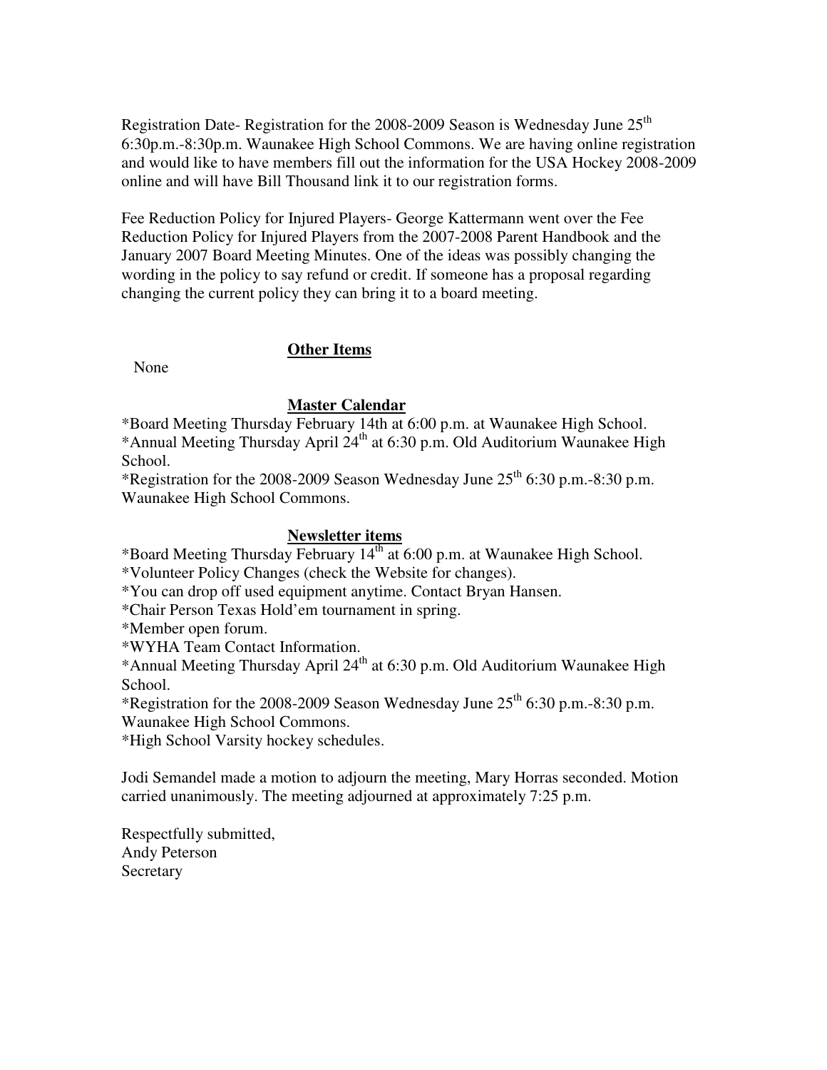Registration Date- Registration for the 2008-2009 Season is Wednesday June 25th 6:30p.m.-8:30p.m. Waunakee High School Commons. We are having online registration and would like to have members fill out the information for the USA Hockey 2008-2009 online and will have Bill Thousand link it to our registration forms.

Fee Reduction Policy for Injured Players- George Kattermann went over the Fee Reduction Policy for Injured Players from the 2007-2008 Parent Handbook and the January 2007 Board Meeting Minutes. One of the ideas was possibly changing the wording in the policy to say refund or credit. If someone has a proposal regarding changing the current policy they can bring it to a board meeting.

## Other Items

None

## Master Calendar

*Board Meeting Thursday February 14th at 6:00 p.m. at Waunakee High School.
*Annual Meeting Thursday April 24th at 6:30 p.m. Old Auditorium Waunakee High School.
*Registration for the 2008-2009 Season Wednesday June 25th 6:30 p.m.-8:30 p.m. Waunakee High School Commons.

## Newsletter items

*Board Meeting Thursday February 14th at 6:00 p.m. at Waunakee High School.
*Volunteer Policy Changes (check the Website for changes).
*You can drop off used equipment anytime. Contact Bryan Hansen.
*Chair Person Texas Hold'em tournament in spring.
*Member open forum.
*WYHA Team Contact Information.
*Annual Meeting Thursday April 24th at 6:30 p.m. Old Auditorium Waunakee High School.
*Registration for the 2008-2009 Season Wednesday June 25th 6:30 p.m.-8:30 p.m. Waunakee High School Commons.
*High School Varsity hockey schedules.

Jodi Semandel made a motion to adjourn the meeting, Mary Horras seconded. Motion carried unanimously. The meeting adjourned at approximately 7:25 p.m.

Respectfully submitted,
Andy Peterson
Secretary